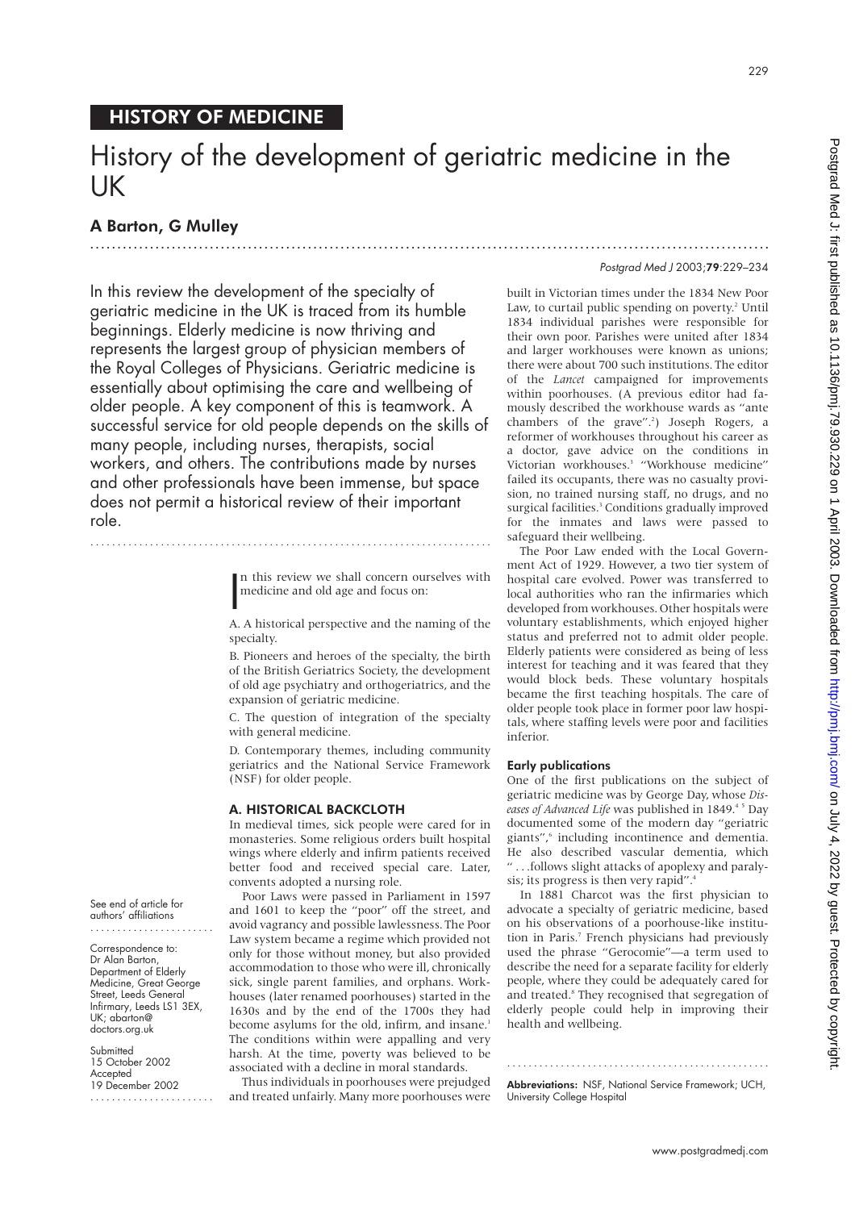HISTORY OF MEDICINE

# History of the development of geriatric medicine in the UK

## A Barton, G Mulley

In this review the development of the specialty of geriatric medicine in the UK is traced from its humble beginnings. Elderly medicine is now thriving and represents the largest group of physician members of the Royal Colleges of Physicians. Geriatric medicine is essentially about optimising the care and wellbeing of older people. A key component of this is teamwork. A successful service for old people depends on the skills of many people, including nurses, therapists, social workers, and others. The contributions made by nurses and other professionals have been immense, but space does not permit a historical review of their important role.

In this review we shall concern ourselves with medicine and old age and focus on:

A. A historical perspective and the naming of the specialty.

B. Pioneers and heroes of the specialty, the birth of the British Geriatrics Society, the development of old age psychiatry and orthogeriatrics, and the expansion of geriatric medicine.

C. The question of integration of the specialty with general medicine.

D. Contemporary themes, including community geriatrics and the National Service Framework (NSF) for older people.

### A. HISTORICAL BACKCLOTH

In medieval times, sick people were cared for in monasteries. Some religious orders built hospital wings where elderly and infirm patients received better food and received special care. Later, convents adopted a nursing role.

Poor Laws were passed in Parliament in 1597 and 1601 to keep the "poor" off the street, and avoid vagrancy and possible lawlessness. The Poor Law system became a regime which provided not only for those without money, but also provided accommodation to those who were ill, chronically sick, single parent families, and orphans. Workhouses (later renamed poorhouses) started in the 1630s and by the end of the 1700s they had become asylums for the old, infirm, and insane.[1] The conditions within were appalling and very harsh. At the time, poverty was believed to be associated with a decline in moral standards.

Thus individuals in poorhouses were prejudged and treated unfairly. Many more poorhouses were built in Victorian times under the 1834 New Poor Law, to curtail public spending on poverty.[2] Until 1834 individual parishes were responsible for their own poor. Parishes were united after 1834 and larger workhouses were known as unions; there were about 700 such institutions. The editor of the *Lancet* campaigned for improvements within poorhouses. (A previous editor had famously described the workhouse wards as "ante chambers of the grave".[2]) Joseph Rogers, a reformer of workhouses throughout his career as a doctor, gave advice on the conditions in Victorian workhouses.[3] "Workhouse medicine" failed its occupants, there was no casualty provision, no trained nursing staff, no drugs, and no surgical facilities.[3] Conditions gradually improved for the inmates and laws were passed to safeguard their wellbeing.

The Poor Law ended with the Local Government Act of 1929. However, a two tier system of hospital care evolved. Power was transferred to local authorities who ran the infirmaries which developed from workhouses. Other hospitals were voluntary establishments, which enjoyed higher status and preferred not to admit older people. Elderly patients were considered as being of less interest for teaching and it was feared that they would block beds. These voluntary hospitals became the first teaching hospitals. The care of older people took place in former poor law hospitals, where staffing levels were poor and facilities inferior.

#### Early publications

One of the first publications on the subject of geriatric medicine was by George Day, whose *Diseases of Advanced Life* was published in 1849.[4,5] Day documented some of the modern day "geriatric giants",[6] including incontinence and dementia. He also described vascular dementia, which "...follows slight attacks of apoplexy and paralysis; its progress is then very rapid".[4]

In 1881 Charcot was the first physician to advocate a specialty of geriatric medicine, based on his observations of a poorhouse-like institution in Paris.[7] French physicians had previously used the phrase "Gerocomie"—a term used to describe the need for a separate facility for elderly people, where they could be adequately cared for and treated.[8] They recognised that segregation of elderly people could help in improving their health and wellbeing.

See end of article for authors' affiliations

Correspondence to: Dr Alan Barton, Department of Elderly Medicine, Great George Street, Leeds General Infirmary, Leeds LS1 3EX, UK; abarton@doctors.org.uk

Submitted 15 October 2002
Accepted 19 December 2002

**Abbreviations:** NSF, National Service Framework; UCH, University College Hospital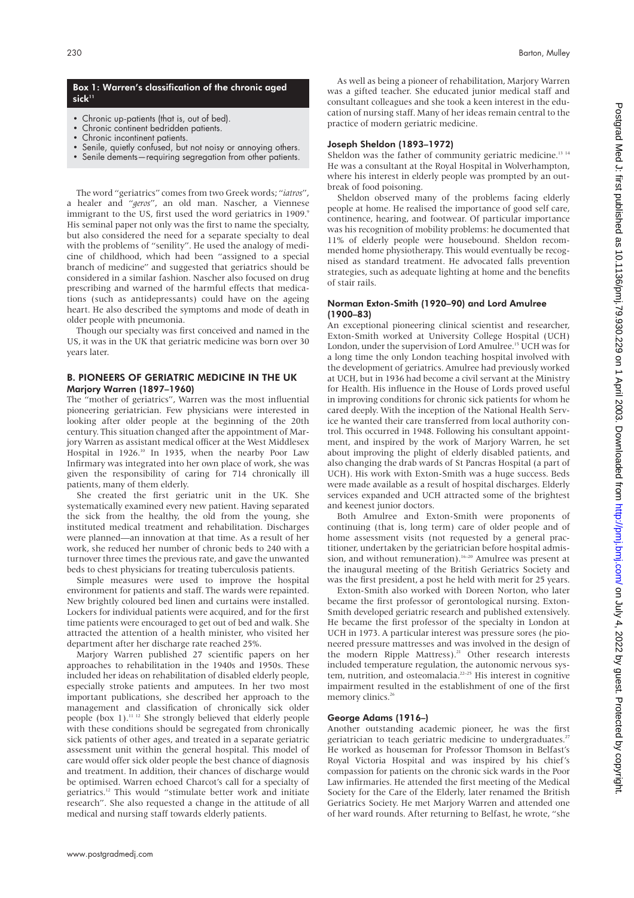### Box 1: Warren's classification of the chronic aged sick[11]

- Chronic up-patients (that is, out of bed).
- Chronic continent bedridden patients.
- Chronic incontinent patients.
- Senile, quietly confused, but not noisy or annoying others.
- Senile dements—requiring segregation from other patients.

The word "geriatrics" comes from two Greek words; "*iatros*", a healer and "*geros*", an old man. Nascher, a Viennese immigrant to the US, first used the word geriatrics in 1909.[9] His seminal paper not only was the first to name the specialty, but also considered the need for a separate specialty to deal with the problems of "senility". He used the analogy of medicine of childhood, which had been "assigned to a special branch of medicine" and suggested that geriatrics should be considered in a similar fashion. Nascher also focused on drug prescribing and warned of the harmful effects that medications (such as antidepressants) could have on the ageing heart. He also described the symptoms and mode of death in older people with pneumonia.

Though our specialty was first conceived and named in the US, it was in the UK that geriatric medicine was born over 30 years later.

## B. PIONEERS OF GERIATRIC MEDICINE IN THE UK

### Marjory Warren (1897–1960)

The "mother of geriatrics", Warren was the most influential pioneering geriatrician. Few physicians were interested in looking after older people at the beginning of the 20th century. This situation changed after the appointment of Marjory Warren as assistant medical officer at the West Middlesex Hospital in 1926.[10] In 1935, when the nearby Poor Law Infirmary was integrated into her own place of work, she was given the responsibility of caring for 714 chronically ill patients, many of them elderly.

She created the first geriatric unit in the UK. She systematically examined every new patient. Having separated the sick from the healthy, the old from the young, she instituted medical treatment and rehabilitation. Discharges were planned—an innovation at that time. As a result of her work, she reduced her number of chronic beds to 240 with a turnover three times the previous rate, and gave the unwanted beds to chest physicians for treating tuberculosis patients.

Simple measures were used to improve the hospital environment for patients and staff. The wards were repainted. New brightly coloured bed linen and curtains were installed. Lockers for individual patients were acquired, and for the first time patients were encouraged to get out of bed and walk. She attracted the attention of a health minister, who visited her department after her discharge rate reached 25%.

Marjory Warren published 27 scientific papers on her approaches to rehabilitation in the 1940s and 1950s. These included her ideas on rehabilitation of disabled elderly people, especially stroke patients and amputees. In her two most important publications, she described her approach to the management and classification of chronically sick older people (box 1).[11,12] She strongly believed that elderly people with these conditions should be segregated from chronically sick patients of other ages, and treated in a separate geriatric assessment unit within the general hospital. This model of care would offer sick older people the best chance of diagnosis and treatment. In addition, their chances of discharge would be optimised. Warren echoed Charcot's call for a specialty of geriatrics.[12] This would "stimulate better work and initiate research". She also requested a change in the attitude of all medical and nursing staff towards elderly patients.

As well as being a pioneer of rehabilitation, Marjory Warren was a gifted teacher. She educated junior medical staff and consultant colleagues and she took a keen interest in the education of nursing staff. Many of her ideas remain central to the practice of modern geriatric medicine.

### Joseph Sheldon (1893–1972)

Sheldon was the father of community geriatric medicine.[13,14] He was a consultant at the Royal Hospital in Wolverhampton, where his interest in elderly people was prompted by an outbreak of food poisoning.

Sheldon observed many of the problems facing elderly people at home. He realised the importance of good self care, continence, hearing, and footwear. Of particular importance was his recognition of mobility problems: he documented that 11% of elderly people were housebound. Sheldon recommended home physiotherapy. This would eventually be recognised as standard treatment. He advocated falls prevention strategies, such as adequate lighting at home and the benefits of stair rails.

### Norman Exton-Smith (1920–90) and Lord Amulree (1900–83)

An exceptional pioneering clinical scientist and researcher, Exton-Smith worked at University College Hospital (UCH) London, under the supervision of Lord Amulree.[15] UCH was for a long time the only London teaching hospital involved with the development of geriatrics. Amulree had previously worked at UCH, but in 1936 had become a civil servant at the Ministry for Health. His influence in the House of Lords proved useful in improving conditions for chronic sick patients for whom he cared deeply. With the inception of the National Health Service he wanted their care transferred from local authority control. This occurred in 1948. Following his consultant appointment, and inspired by the work of Marjory Warren, he set about improving the plight of elderly disabled patients, and also changing the drab wards of St Pancras Hospital (a part of UCH). His work with Exton-Smith was a huge success. Beds were made available as a result of hospital discharges. Elderly services expanded and UCH attracted some of the brightest and keenest junior doctors.

Both Amulree and Exton-Smith were proponents of continuing (that is, long term) care of older people and of home assessment visits (not requested by a general practitioner, undertaken by the geriatrician before hospital admission, and without remuneration).[16–20] Amulree was present at the inaugural meeting of the British Geriatrics Society and was the first president, a post he held with merit for 25 years.

Exton-Smith also worked with Doreen Norton, who later became the first professor of gerontological nursing. Exton-Smith developed geriatric research and published extensively. He became the first professor of the specialty in London at UCH in 1973. A particular interest was pressure sores (he pioneered pressure mattresses and was involved in the design of the modern Ripple Mattress).[21] Other research interests included temperature regulation, the autonomic nervous system, nutrition, and osteomalacia.[22–25] His interest in cognitive impairment resulted in the establishment of one of the first memory clinics.[26]

### George Adams (1916–)

Another outstanding academic pioneer, he was the first geriatrician to teach geriatric medicine to undergraduates.[27] He worked as houseman for Professor Thomson in Belfast's Royal Victoria Hospital and was inspired by his chief's compassion for patients on the chronic sick wards in the Poor Law infirmaries. He attended the first meeting of the Medical Society for the Care of the Elderly, later renamed the British Geriatrics Society. He met Marjory Warren and attended one of her ward rounds. After returning to Belfast, he wrote, "she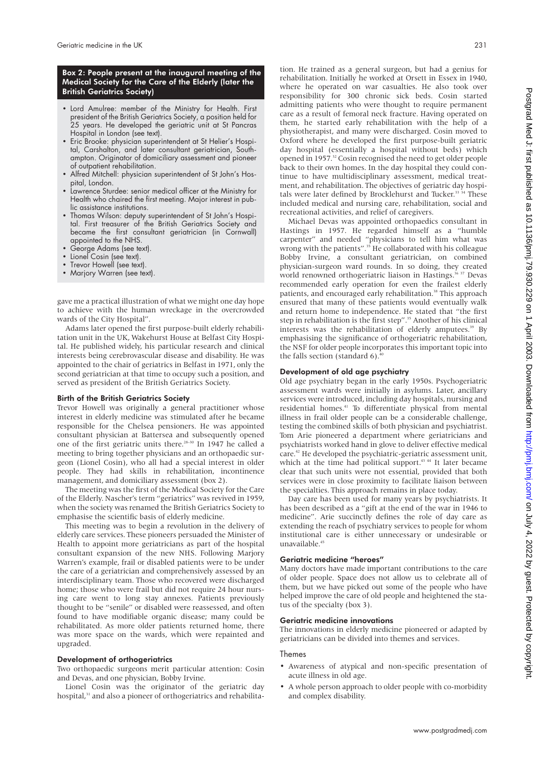**Box 2: People present at the inaugural meeting of the Medical Society for the Care of the Elderly (later the British Geriatrics Society)**

- Lord Amulree: member of the Ministry for Health. First president of the British Geriatrics Society, a position held for 25 years. He developed the geriatric unit at St Pancras Hospital in London (see text).
- Eric Brooke: physician superintendent at St Helier's Hospital, Carshalton, and later consultant geriatrician, Southampton. Originator of domiciliary assessment and pioneer of outpatient rehabilitation.
- Alfred Mitchell: physician superintendent of St John's Hospital, London.
- Lawrence Sturdee: senior medical officer at the Ministry for Health who chaired the first meeting. Major interest in public assistance institutions.
- Thomas Wilson: deputy superintendent of St John's Hospital. First treasurer of the British Geriatrics Society and became the first consultant geriatrician (in Cornwall) appointed to the NHS.
- George Adams (see text).
- Lionel Cosin (see text).
- Trevor Howell (see text).
- Marjory Warren (see text).

gave me a practical illustration of what we might one day hope to achieve with the human wreckage in the overcrowded wards of the City Hospital".

Adams later opened the first purpose-built elderly rehabilitation unit in the UK, Wakehurst House at Belfast City Hospital. He published widely, his particular research and clinical interests being cerebrovascular disease and disability. He was appointed to the chair of geriatrics in Belfast in 1971, only the second geriatrician at that time to occupy such a position, and served as president of the British Geriatrics Society.

### Birth of the British Geriatrics Society

Trevor Howell was originally a general practitioner whose interest in elderly medicine was stimulated after he became responsible for the Chelsea pensioners. He was appointed consultant physician at Battersea and subsequently opened one of the first geriatric units there.[28–30] In 1947 he called a meeting to bring together physicians and an orthopaedic surgeon (Lionel Cosin), who all had a special interest in older people. They had skills in rehabilitation, incontinence management, and domiciliary assessment (box 2).

The meeting was the first of the Medical Society for the Care of the Elderly. Nascher's term "geriatrics" was revived in 1959, when the society was renamed the British Geriatrics Society to emphasise the scientific basis of elderly medicine.

This meeting was to begin a revolution in the delivery of elderly care services. These pioneers persuaded the Minister of Health to appoint more geriatricians as part of the hospital consultant expansion of the new NHS. Following Marjory Warren's example, frail or disabled patients were to be under the care of a geriatrician and comprehensively assessed by an interdisciplinary team. Those who recovered were discharged home; those who were frail but did not require 24 hour nursing care went to long stay annexes. Patients previously thought to be "senile" or disabled were reassessed, and often found to have modifiable organic disease; many could be rehabilitated. As more older patients returned home, there was more space on the wards, which were repainted and upgraded.

### Development of orthogeriatrics

Two orthopaedic surgeons merit particular attention: Cosin and Devas, and one physician, Bobby Irvine.

Lionel Cosin was the originator of the geriatric day hospital,[31] and also a pioneer of orthogeriatrics and rehabilitation. He trained as a general surgeon, but had a genius for rehabilitation. Initially he worked at Orsett in Essex in 1940, where he operated on war casualties. He also took over responsibility for 300 chronic sick beds. Cosin started admitting patients who were thought to require permanent care as a result of femoral neck fracture. Having operated on them, he started early rehabilitation with the help of a physiotherapist, and many were discharged. Cosin moved to Oxford where he developed the first purpose-built geriatric day hospital (essentially a hospital without beds) which opened in 1957.[32] Cosin recognised the need to get older people back to their own homes. In the day hospital they could continue to have multidisciplinary assessment, medical treatment, and rehabilitation. The objectives of geriatric day hospitals were later defined by Brocklehurst and Tucker.[33 34] These included medical and nursing care, rehabilitation, social and recreational activities, and relief of caregivers.

Michael Devas was appointed orthopaedics consultant in Hastings in 1957. He regarded himself as a "humble carpenter" and needed "physicians to tell him what was wrong with the patients".[35] He collaborated with his colleague Bobby Irvine, a consultant geriatrician, on combined physician-surgeon ward rounds. In so doing, they created world renowned orthogeriatric liaison in Hastings.[36 37] Devas recommended early operation for even the frailest elderly patients, and encouraged early rehabilitation.[38] This approach ensured that many of these patients would eventually walk and return home to independence. He stated that "the first step in rehabilitation is the first step".[35] Another of his clinical interests was the rehabilitation of elderly amputees.[39] By emphasising the significance of orthogeriatric rehabilitation, the NSF for older people incorporates this important topic into the falls section (standard 6).[40]

### Development of old age psychiatry

Old age psychiatry began in the early 1950s. Psychogeriatric assessment wards were initially in asylums. Later, ancillary services were introduced, including day hospitals, nursing and residential homes.[41] To differentiate physical from mental illness in frail older people can be a considerable challenge, testing the combined skills of both physician and psychiatrist. Tom Arie pioneered a department where geriatricians and psychiatrists worked hand in glove to deliver effective medical care.[42] He developed the psychiatric-geriatric assessment unit, which at the time had political support.[43 44] It later became clear that such units were not essential, provided that both services were in close proximity to facilitate liaison between the specialties. This approach remains in place today.

Day care has been used for many years by psychiatrists. It has been described as a "gift at the end of the war in 1946 to medicine". Arie succinctly defines the role of day care as extending the reach of psychiatry services to people for whom institutional care is either unnecessary or undesirable or unavailable.[45]

### Geriatric medicine "heroes"

Many doctors have made important contributions to the care of older people. Space does not allow us to celebrate all of them, but we have picked out some of the people who have helped improve the care of old people and heightened the status of the specialty (box 3).

### Geriatric medicine innovations

The innovations in elderly medicine pioneered or adapted by geriatricians can be divided into themes and services.

#### Themes

- Awareness of atypical and non-specific presentation of acute illness in old age.
- A whole person approach to older people with co-morbidity and complex disability.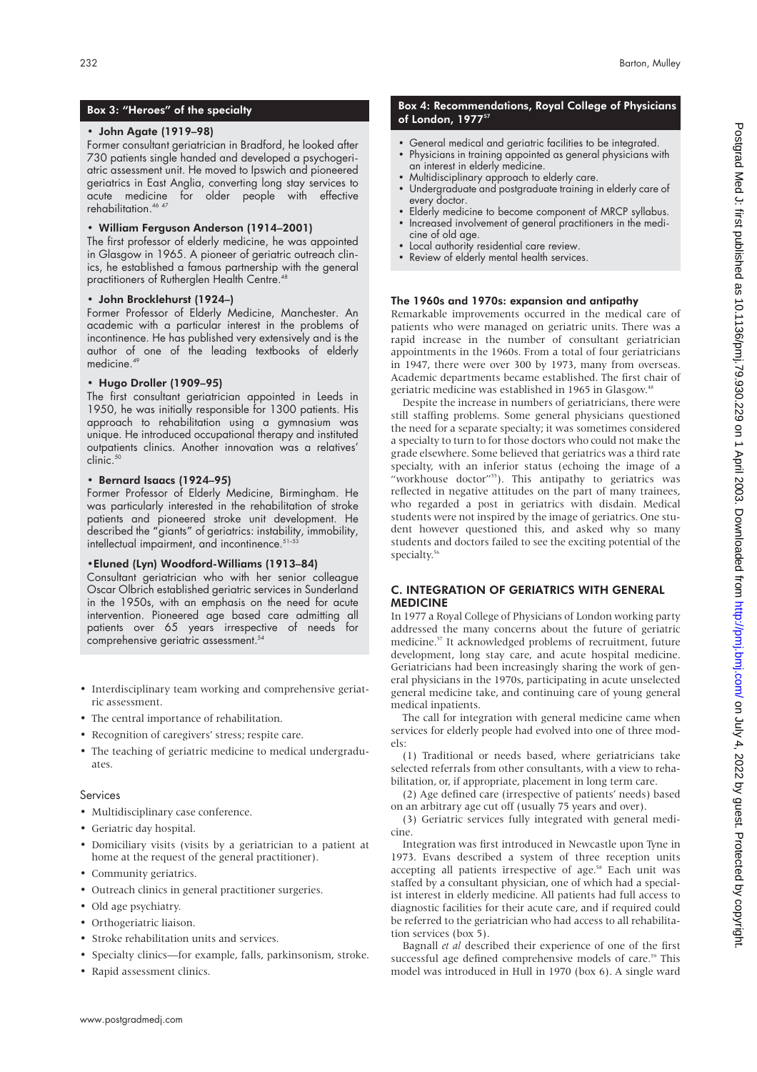### Box 3: "Heroes" of the specialty

- **John Agate (1919–98)**

Former consultant geriatrician in Bradford, he looked after 730 patients single handed and developed a psychogeriatric assessment unit. He moved to Ipswich and pioneered geriatrics in East Anglia, converting long stay services to acute medicine for older people with effective rehabilitation.[46 47]

- **William Ferguson Anderson (1914–2001)**

The first professor of elderly medicine, he was appointed in Glasgow in 1965. A pioneer of geriatric outreach clinics, he established a famous partnership with the general practitioners of Rutherglen Health Centre.[48]

- **John Brocklehurst (1924–)**

Former Professor of Elderly Medicine, Manchester. An academic with a particular interest in the problems of incontinence. He has published very extensively and is the author of one of the leading textbooks of elderly medicine.[49]

- **Hugo Droller (1909–95)**

The first consultant geriatrician appointed in Leeds in 1950, he was initially responsible for 1300 patients. His approach to rehabilitation using a gymnasium was unique. He introduced occupational therapy and instituted outpatients clinics. Another innovation was a relatives' clinic.[50]

- **Bernard Isaacs (1924–95)**

Former Professor of Elderly Medicine, Birmingham. He was particularly interested in the rehabilitation of stroke patients and pioneered stroke unit development. He described the "giants" of geriatrics: instability, immobility, intellectual impairment, and incontinence.[51–53]

- **Eluned (Lyn) Woodford-Williams (1913–84)**

Consultant geriatrician who with her senior colleague Oscar Olbrich established geriatric services in Sunderland in the 1950s, with an emphasis on the need for acute intervention. Pioneered age based care admitting all patients over 65 years irrespective of needs for comprehensive geriatric assessment.[54]

- Interdisciplinary team working and comprehensive geriatric assessment.
- The central importance of rehabilitation.
- Recognition of caregivers' stress; respite care.
- The teaching of geriatric medicine to medical undergraduates.

#### Services

- Multidisciplinary case conference.
- Geriatric day hospital.
- Domiciliary visits (visits by a geriatrician to a patient at home at the request of the general practitioner).
- Community geriatrics.
- Outreach clinics in general practitioner surgeries.
- Old age psychiatry.
- Orthogeriatric liaison.
- Stroke rehabilitation units and services.
- Specialty clinics—for example, falls, parkinsonism, stroke.
- Rapid assessment clinics.

### Box 4: Recommendations, Royal College of Physicians of London, 1977[57]

- General medical and geriatric facilities to be integrated.
- Physicians in training appointed as general physicians with an interest in elderly medicine.
- Multidisciplinary approach to elderly care.
- Undergraduate and postgraduate training in elderly care of every doctor.
- Elderly medicine to become component of MRCP syllabus.
- Increased involvement of general practitioners in the medicine of old age.
- Local authority residential care review.
- Review of elderly mental health services.

### The 1960s and 1970s: expansion and antipathy

Remarkable improvements occurred in the medical care of patients who were managed on geriatric units. There was a rapid increase in the number of consultant geriatrician appointments in the 1960s. From a total of four geriatricians in 1947, there were over 300 by 1973, many from overseas. Academic departments became established. The first chair of geriatric medicine was established in 1965 in Glasgow.[48]

Despite the increase in numbers of geriatricians, there were still staffing problems. Some general physicians questioned the need for a separate specialty; it was sometimes considered a specialty to turn to for those doctors who could not make the grade elsewhere. Some believed that geriatrics was a third rate specialty, with an inferior status (echoing the image of a "workhouse doctor"[55]). This antipathy to geriatrics was reflected in negative attitudes on the part of many trainees, who regarded a post in geriatrics with disdain. Medical students were not inspired by the image of geriatrics. One student however questioned this, and asked why so many students and doctors failed to see the exciting potential of the specialty.[56]

## C. INTEGRATION OF GERIATRICS WITH GENERAL MEDICINE

In 1977 a Royal College of Physicians of London working party addressed the many concerns about the future of geriatric medicine.[57] It acknowledged problems of recruitment, future development, long stay care, and acute hospital medicine. Geriatricians had been increasingly sharing the work of general physicians in the 1970s, participating in acute unselected general medicine take, and continuing care of young general medical inpatients.

The call for integration with general medicine came when services for elderly people had evolved into one of three models:

(1) Traditional or needs based, where geriatricians take selected referrals from other consultants, with a view to rehabilitation, or, if appropriate, placement in long term care.

(2) Age defined care (irrespective of patients' needs) based on an arbitrary age cut off (usually 75 years and over).

(3) Geriatric services fully integrated with general medicine.

Integration was first introduced in Newcastle upon Tyne in 1973. Evans described a system of three reception units accepting all patients irrespective of age.[58] Each unit was staffed by a consultant physician, one of which had a specialist interest in elderly medicine. All patients had full access to diagnostic facilities for their acute care, and if required could be referred to the geriatrician who had access to all rehabilitation services (box 5).

Bagnall *et al* described their experience of one of the first successful age defined comprehensive models of care.[59] This model was introduced in Hull in 1970 (box 6). A single ward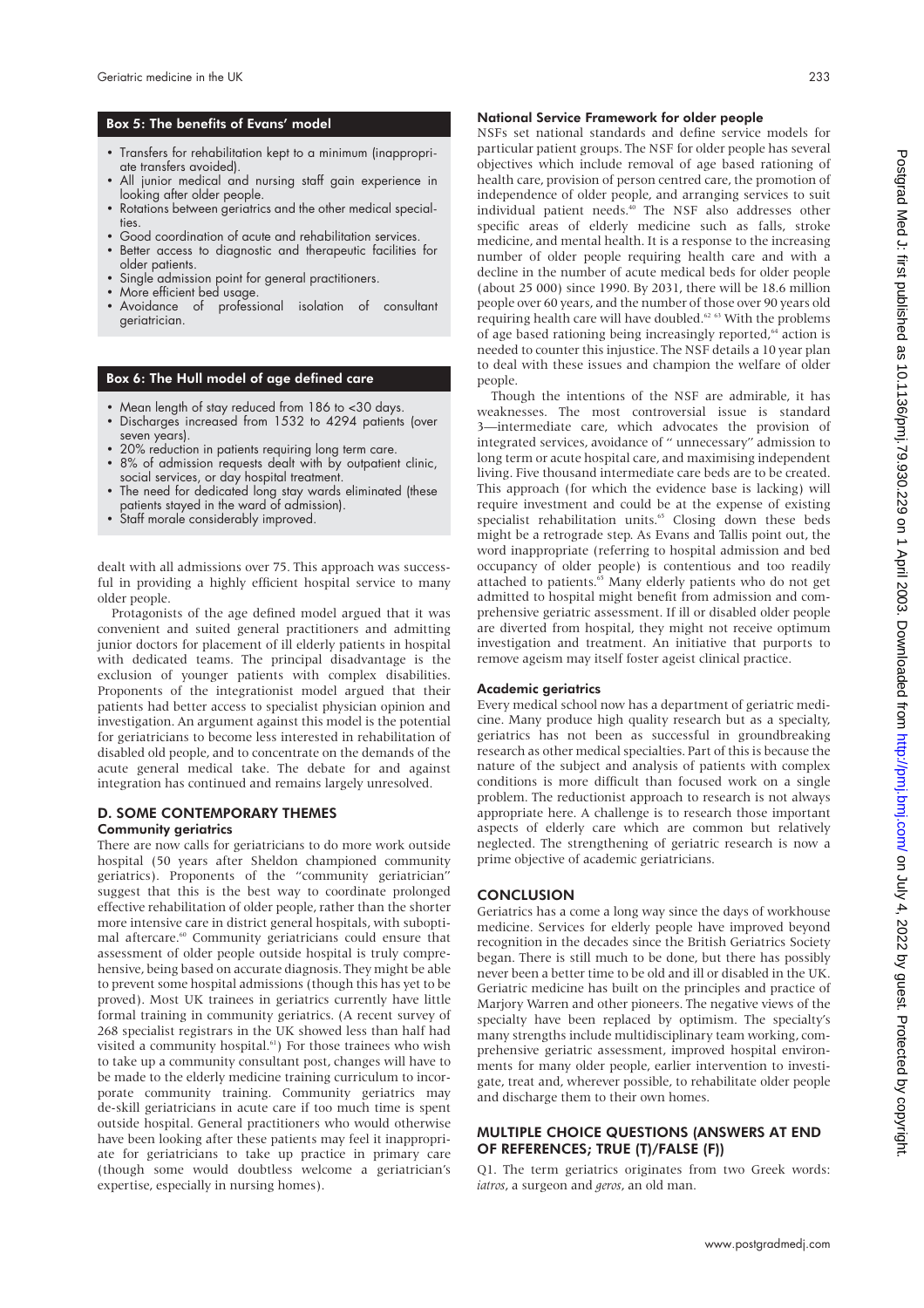**Box 5: The benefits of Evans' model**

- Transfers for rehabilitation kept to a minimum (inappropriate transfers avoided).
- All junior medical and nursing staff gain experience in looking after older people.
- Rotations between geriatrics and the other medical specialties.
- Good coordination of acute and rehabilitation services.
- Better access to diagnostic and therapeutic facilities for older patients.
- Single admission point for general practitioners.
- More efficient bed usage.
- Avoidance of professional isolation of consultant geriatrician.

**Box 6: The Hull model of age defined care**

- Mean length of stay reduced from 186 to <30 days.
- Discharges increased from 1532 to 4294 patients (over seven years).
- 20% reduction in patients requiring long term care.
- 8% of admission requests dealt with by outpatient clinic, social services, or day hospital treatment.
- The need for dedicated long stay wards eliminated (these patients stayed in the ward of admission).
- Staff morale considerably improved.

dealt with all admissions over 75. This approach was successful in providing a highly efficient hospital service to many older people.

Protagonists of the age defined model argued that it was convenient and suited general practitioners and admitting junior doctors for placement of ill elderly patients in hospital with dedicated teams. The principal disadvantage is the exclusion of younger patients with complex disabilities. Proponents of the integrationist model argued that their patients had better access to specialist physician opinion and investigation. An argument against this model is the potential for geriatricians to become less interested in rehabilitation of disabled old people, and to concentrate on the demands of the acute general medical take. The debate for and against integration has continued and remains largely unresolved.

## D. SOME CONTEMPORARY THEMES

### Community geriatrics

There are now calls for geriatricians to do more work outside hospital (50 years after Sheldon championed community geriatrics). Proponents of the "community geriatrician" suggest that this is the best way to coordinate prolonged effective rehabilitation of older people, rather than the shorter more intensive care in district general hospitals, with suboptimal aftercare.[60] Community geriatricians could ensure that assessment of older people outside hospital is truly comprehensive, being based on accurate diagnosis. They might be able to prevent some hospital admissions (though this has yet to be proved). Most UK trainees in geriatrics currently have little formal training in community geriatrics. (A recent survey of 268 specialist registrars in the UK showed less than half had visited a community hospital.[61]) For those trainees who wish to take up a community consultant post, changes will have to be made to the elderly medicine training curriculum to incorporate community training. Community geriatrics may de-skill geriatricians in acute care if too much time is spent outside hospital. General practitioners who would otherwise have been looking after these patients may feel it inappropriate for geriatricians to take up practice in primary care (though some would doubtless welcome a geriatrician's expertise, especially in nursing homes).

### National Service Framework for older people

NSFs set national standards and define service models for particular patient groups. The NSF for older people has several objectives which include removal of age based rationing of health care, provision of person centred care, the promotion of independence of older people, and arranging services to suit individual patient needs.[40] The NSF also addresses other specific areas of elderly medicine such as falls, stroke medicine, and mental health. It is a response to the increasing number of older people requiring health care and with a decline in the number of acute medical beds for older people (about 25 000) since 1990. By 2031, there will be 18.6 million people over 60 years, and the number of those over 90 years old requiring health care will have doubled.[62,63] With the problems of age based rationing being increasingly reported,[64] action is needed to counter this injustice. The NSF details a 10 year plan to deal with these issues and champion the welfare of older people.

Though the intentions of the NSF are admirable, it has weaknesses. The most controversial issue is standard 3—intermediate care, which advocates the provision of integrated services, avoidance of " unnecessary" admission to long term or acute hospital care, and maximising independent living. Five thousand intermediate care beds are to be created. This approach (for which the evidence base is lacking) will require investment and could be at the expense of existing specialist rehabilitation units.[65] Closing down these beds might be a retrograde step. As Evans and Tallis point out, the word inappropriate (referring to hospital admission and bed occupancy of older people) is contentious and too readily attached to patients.[65] Many elderly patients who do not get admitted to hospital might benefit from admission and comprehensive geriatric assessment. If ill or disabled older people are diverted from hospital, they might not receive optimum investigation and treatment. An initiative that purports to remove ageism may itself foster ageist clinical practice.

### Academic geriatrics

Every medical school now has a department of geriatric medicine. Many produce high quality research but as a specialty, geriatrics has not been as successful in groundbreaking research as other medical specialties. Part of this is because the nature of the subject and analysis of patients with complex conditions is more difficult than focused work on a single problem. The reductionist approach to research is not always appropriate here. A challenge is to research those important aspects of elderly care which are common but relatively neglected. The strengthening of geriatric research is now a prime objective of academic geriatricians.

## CONCLUSION

Geriatrics has a come a long way since the days of workhouse medicine. Services for elderly people have improved beyond recognition in the decades since the British Geriatrics Society began. There is still much to be done, but there has possibly never been a better time to be old and ill or disabled in the UK. Geriatric medicine has built on the principles and practice of Marjory Warren and other pioneers. The negative views of the specialty have been replaced by optimism. The specialty's many strengths include multidisciplinary team working, comprehensive geriatric assessment, improved hospital environments for many older people, earlier intervention to investigate, treat and, wherever possible, to rehabilitate older people and discharge them to their own homes.

## MULTIPLE CHOICE QUESTIONS (ANSWERS AT END OF REFERENCES; TRUE (T)/FALSE (F))

Q1. The term geriatrics originates from two Greek words: *iatros*, a surgeon and *geros*, an old man.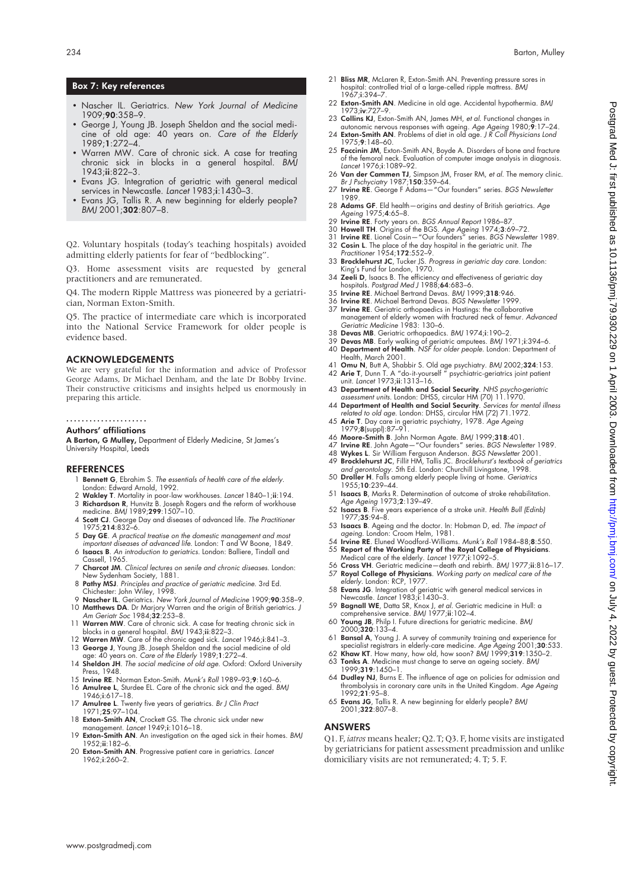## Box 7: Key references

- Nascher IL. Geriatrics. *New York Journal of Medicine* 1909;**90**:358–9.
- George J, Young JB. Joseph Sheldon and the social medicine of old age: 40 years on. *Care of the Elderly* 1989;**1**:272–4.
- Warren MW. Care of chronic sick. A case for treating chronic sick in blocks in a general hospital. *BMJ* 1943;**ii**:822–3.
- Evans JG. Integration of geriatric with general medical services in Newcastle. *Lancet* 1983;**i**:1430–3.
- Evans JG, Tallis R. A new beginning for elderly people? *BMJ* 2001;**302**:807–8.

Q2. Voluntary hospitals (today's teaching hospitals) avoided admitting elderly patients for fear of "bedblocking".

Q3. Home assessment visits are requested by general practitioners and are remunerated.

Q4. The modern Ripple Mattress was pioneered by a geriatrician, Norman Exton-Smith.

Q5. The practice of intermediate care which is incorporated into the National Service Framework for older people is evidence based.

## ACKNOWLEDGEMENTS

We are very grateful for the information and advice of Professor George Adams, Dr Michael Denham, and the late Dr Bobby Irvine. Their constructive criticisms and insights helped us enormously in preparing this article.

### Authors' affiliations

**A Barton, G Mulley,** Department of Elderly Medicine, St James's University Hospital, Leeds

## REFERENCES

1. **Bennett G**, Ebrahim S. *The essentials of health care of the elderly*. London: Edward Arnold, 1992.
2. **Wakley T**. Mortality in poor-law workhouses. *Lancet* 1840–1;**ii**:194.
3. **Richardson R**, Hunvitz B. Joseph Rogers and the reform of workhouse medicine. *BMJ* 1989;**299**:1507–10.
4. **Scott CJ**. George Day and diseases of advanced life. *The Practitioner* 1975;**214**:832–6.
5. **Day GE**. *A practical treatise on the domestic management and most important diseases of advanced life*. London: T and W Boone, 1849.
6. **Isaacs B**. *An introduction to geriatrics*. London: Balliere, Tindall and Cassell, 1965.
7. **Charcot JM**. *Clinical lectures on senile and chronic diseases*. London: New Sydenham Society, 1881.
8. **Pathy MSJ**. *Principles and practice of geriatric medicine*. 3rd Ed. Chichester: John Wiley, 1998.
9. **Nascher IL**. Geriatrics. *New York Journal of Medicine* 1909;**90**:358–9.
10. **Matthews DA**. Dr Marjory Warren and the origin of British geriatrics. *J Am Geriatr Soc* 1984;**32**:253–8.
11. **Warren MW**. Care of chronic sick. A case for treating chronic sick in blocks in a general hospital. *BMJ* 1943;**ii**:822–3.
12. **Warren MW**. Care of the chronic aged sick. *Lancet* 1946;**i**:841–3.
13. **George J**, Young JB. Joseph Sheldon and the social medicine of old age: 40 years on. *Care of the Elderly* 1989;**1**:272–4.
14. **Sheldon JH**. *The social medicine of old age*. Oxford: Oxford University Press, 1948.
15. **Irvine RE**. Norman Exton-Smith. *Munk's Roll* 1989–93;**9**:160–6.
16. **Amulree L**, Sturdee EL. Care of the chronic sick and the aged. *BMJ* 1946;**i**:617–18.
17. **Amulree L**. Twenty five years of geriatrics. *Br J Clin Pract* 1971;**25**:97–104.
18. **Exton-Smith AN**, Crockett GS. The chronic sick under new management. *Lancet* 1949;**i**:1016–18.
19. **Exton-Smith AN**. An investigation on the aged sick in their homes. *BMJ* 1952;**ii**:182–6.
20. **Exton-Smith AN**. Progressive patient care in geriatrics. *Lancet* 1962;**i**:260–2.
21. **Bliss MR**, McLaren R, Exton-Smith AN. Preventing pressure sores in hospital: controlled trial of a large-celled ripple mattress. *BMJ* 1967;**i**:394–7.
22. **Exton-Smith AN**. Medicine in old age. Accidental hypothermia. *BMJ* 1973;**iv**:727–9.
23. **Collins KJ**, Exton-Smith AN, James MH, *et al*. Functional changes in autonomic nervous responses with ageing. *Age Ageing* 1980;**9**:17–24.
24. **Exton-Smith AN**. Problems of diet in old age. *J R Coll Physicians Lond* 1975;**9**:148–60.
25. **Faccinin JM**, Exton-Smith AN, Boyde A. Disorders of bone and fracture of the femoral neck. Evaluation of computer image analysis in diagnosis. *Lancet* 1976;**i**:1089–92.
26. **Van der Cammen TJ**, Simpson JM, Fraser RM, *et al*. The memory clinic. *Br J Pschyciatry* 1987;**150**:359–64.
27. **Irvine RE**. George F Adams—"Our founders" series. *BGS Newsletter* 1989.
28. **Adams GF**. Eld health—origins and destiny of British geriatrics. *Age Ageing* 1975;**4**:65–8.
29. **Irvine RE**. Forty years on. *BGS Annual Report* 1986–87.
30. **Howell TH**. Origins of the BGS. *Age Ageing* 1974;**3**:69–72.
31. **Irvine RE**. Lionel Cosin—"Our founders" series. *BGS Newsletter* 1989.
32. **Cosin L**. The place of the day hospital in the geriatric unit. *The Practitioner* 1954;**172**:552–9.
33. **Brocklehurst JC**, Tucker JS. *Progress in geriatric day care*. London: King's Fund for London, 1970.
34. **Zeeli D**, Isaacs B. The efficiency and effectiveness of geriatric day hospitals. *Postgrad Med J* 1988;**64**:683–6.
35. **Irvine RE**. Michael Bertrand Devas. *BMJ* 1999;**318**:946.
36. **Irvine RE**. Michael Bertrand Devas. *BGS Newsletter* 1999.
37. **Irvine RE**. Geriatric orthopaedics in Hastings: the collaborative management of elderly women with fractured neck of femur. *Advanced Geriatric Medicine* 1983: 130–6.
38. **Devas MB**. Geriatric orthopaedics. *BMJ* 1974;**i**:190–2.
39. **Devas MB**. Early walking of geriatric amputees. *BMJ* 1971;**i**:394–6.
40. **Department of Health**. *NSF for older people*. London: Department of Health, March 2001.
41. **Omu N**, Butt A, Shabbir S. Old age psychiatry. *BMJ* 2002;**324**:153.
42. **Arie T**, Dunn T. A "do-it-yourself " psychiatric-geriatrics joint patient unit. *Lancet* 1973;**ii**:1313–16.
43. **Department of Health and Social Security**. *NHS psycho-geriatric assessment units*. London: DHSS, circular HM (70) 11.1970.
44. **Department of Health and Social Security**. *Services for mental illness related to old age*. London: DHSS, circular HM (72) 71.1972.
45. **Arie T**. Day care in geriatric psychiatry, 1978. *Age Ageing* 1979;**8**(suppl):87–91.
46. **Moore-Smith B**. John Norman Agate. *BMJ* 1999;**318**:401.
47. **Irvine RE**. John Agate—"Our founders" series. *BGS Newsletter* 1989.
48. **Wykes L**. Sir William Ferguson Anderson. *BGS Newsletter* 2001.
49. **Brocklehurst JC**, Fillit HM, Tallis JC. *Brocklehurst's textbook of geriatrics and gerontology*. 5th Ed. London: Churchill Livingstone, 1998.
50. **Droller H**. Falls among elderly people living at home. *Geriatrics* 1955;**10**:239–44.
51. **Isaacs B**, Marks R. Determination of outcome of stroke rehabilitation. *Age Ageing* 1973;**2**:139–49.
52. **Isaacs B**. Five years experience of a stroke unit. *Health Bull (Edinb)* 1977;**35**:94–8.
53. **Isaacs B**. Ageing and the doctor. In: Hobman D, ed. *The impact of ageing*. London: Croom Helm, 1981.
54. **Irvine RE**. Eluned Woodford-Williams. *Munk's Roll* 1984–88;**8**:550.
55. **Report of the Working Party of the Royal College of Physicians**. Medical care of the elderly. *Lancet* 1977;**i**:1092–5.
56. **Cross VH**. Geriatric medicine—death and rebirth. *BMJ* 1977;**ii**:816–17.
57. **Royal College of Physicians**. *Working party on medical care of the elderly*. London: RCP, 1977.
58. **Evans JG**. Integration of geriatric with general medical services in Newcastle. *Lancet* 1983;**i**:1430–3.
59. **Bagnall WE**, Datta SR, Knox J, *et al*. Geriatric medicine in Hull: a comprehensive service. *BMJ* 1977;**ii**:102–4.
60. **Young JB**, Philp I. Future directions for geriatric medicine. *BMJ* 2000;**320**:133–4.
61. **Bansal A**, Young J. A survey of community training and experience for specialist registrars in elderly-care medicine. *Age Ageing* 2001;**30**:533.
62. **Khaw KT**. How many, how old, how soon? *BMJ* 1999;**319**:1350–2.
63. **Tonks A**. Medicine must change to serve an ageing society. *BMJ* 1999;**319**:1450–1.
64. **Dudley NJ**, Burns E. The influence of age on policies for admission and thrombolysis in coronary care units in the United Kingdom. *Age Ageing* 1992;**21**:95–8.
65. **Evans JG**, Tallis R. A new beginning for elderly people? *BMJ* 2001;**322**:807–8.

## ANSWERS

Q1. F, *iatros* means healer; Q2. T; Q3. F, home visits are instigated by geriatricians for patient assessment preadmission and unlike domiciliary visits are not remunerated; 4. T; 5. F.